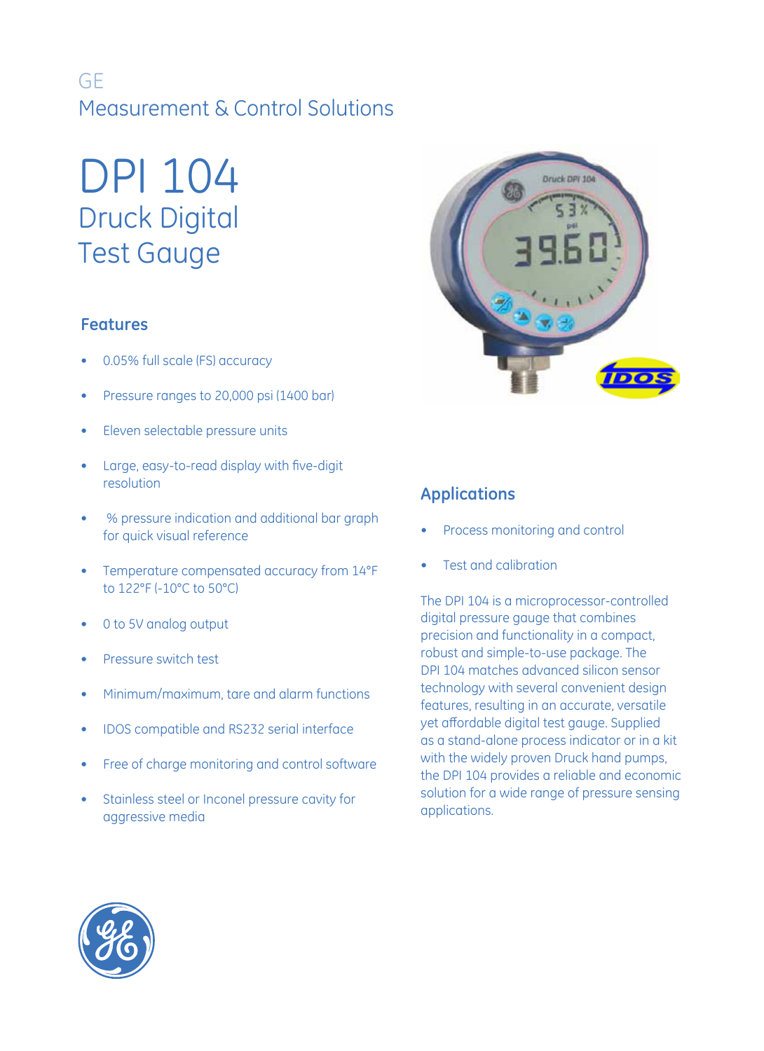GE
Measurement & Control Solutions

# DPI 104
## Druck Digital Test Gauge

### Features

- 0.05% full scale (FS) accuracy
- Pressure ranges to 20,000 psi (1400 bar)
- Eleven selectable pressure units
- Large, easy-to-read display with five-digit resolution
- % pressure indication and additional bar graph for quick visual reference
- Temperature compensated accuracy from 14°F to 122°F (-10°C to 50°C)
- 0 to 5V analog output
- Pressure switch test
- Minimum/maximum, tare and alarm functions
- IDOS compatible and RS232 serial interface
- Free of charge monitoring and control software
- Stainless steel or Inconel pressure cavity for aggressive media

### Applications

- Process monitoring and control
- Test and calibration

The DPI 104 is a microprocessor-controlled digital pressure gauge that combines precision and functionality in a compact, robust and simple-to-use package. The DPI 104 matches advanced silicon sensor technology with several convenient design features, resulting in an accurate, versatile yet affordable digital test gauge. Supplied as a stand-alone process indicator or in a kit with the widely proven Druck hand pumps, the DPI 104 provides a reliable and economic solution for a wide range of pressure sensing applications.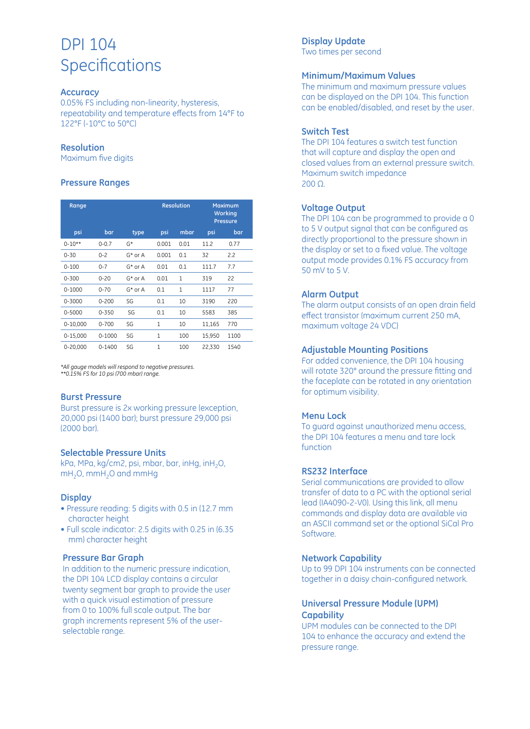# DPI 104 Specifications

## Accuracy

0.05% FS including non-linearity, hysteresis, repeatability and temperature effects from 14°F to 122°F (-10°C to 50°C)

## Resolution

Maximum five digits

## Pressure Ranges

| Range | | | Resolution | | Maximum Working Pressure | |
|---|---|---|---|---|---|---|
| psi | bar | type | psi | mbar | psi | bar |
| 0-10** | 0-0.7 | G* | 0.001 | 0.01 | 11.2 | 0.77 |
| 0-30 | 0-2 | G* or A | 0.001 | 0.1 | 32 | 2.2 |
| 0-100 | 0-7 | G* or A | 0.01 | 0.1 | 111.7 | 7.7 |
| 0-300 | 0-20 | G* or A | 0.01 | 1 | 319 | 22 |
| 0-1000 | 0-70 | G* or A | 0.1 | 1 | 1117 | 77 |
| 0-3000 | 0-200 | SG | 0.1 | 10 | 3190 | 220 |
| 0-5000 | 0-350 | SG | 0.1 | 10 | 5583 | 385 |
| 0-10,000 | 0-700 | SG | 1 | 10 | 11,165 | 770 |
| 0-15,000 | 0-1000 | SG | 1 | 100 | 15,950 | 1100 |
| 0-20,000 | 0-1400 | SG | 1 | 100 | 22,330 | 1540 |

*All gauge models will respond to negative pressures.*
***0.15% FS for 10 psi (700 mbar) range.*

## Burst Pressure

Burst pressure is 2x working pressure (exception, 20,000 psi (1400 bar); burst pressure 29,000 psi (2000 bar).

## Selectable Pressure Units

kPa, MPa, kg/cm2, psi, mbar, bar, inHg, $inH_2O$, $mH_2O$, $mmH_2O$ and mmHg

## Display

- Pressure reading: 5 digits with 0.5 in (12.7 mm character height
- Full scale indicator: 2.5 digits with 0.25 in (6.35 mm) character height

## Pressure Bar Graph

In addition to the numeric pressure indication, the DPI 104 LCD display contains a circular twenty segment bar graph to provide the user with a quick visual estimation of pressure from 0 to 100% full scale output. The bar graph increments represent 5% of the user-selectable range.

## Display Update

Two times per second

## Minimum/Maximum Values

The minimum and maximum pressure values can be displayed on the DPI 104. This function can be enabled/disabled, and reset by the user.

## Switch Test

The DPI 104 features a switch test function that will capture and display the open and closed values from an external pressure switch. Maximum switch impedance 200 Ω.

## Voltage Output

The DPI 104 can be programmed to provide a 0 to 5 V output signal that can be configured as directly proportional to the pressure shown in the display or set to a fixed value. The voltage output mode provides 0.1% FS accuracy from 50 mV to 5 V.

## Alarm Output

The alarm output consists of an open drain field effect transistor (maximum current 250 mA, maximum voltage 24 VDC)

## Adjustable Mounting Positions

For added convenience, the DPI 104 housing will rotate 320° around the pressure fitting and the faceplate can be rotated in any orientation for optimum visibility.

## Menu Lock

To guard against unauthorized menu access, the DPI 104 features a menu and tare lock function

## RS232 Interface

Serial communications are provided to allow transfer of data to a PC with the optional serial lead (IA4090-2-V0). Using this link, all menu commands and display data are available via an ASCII command set or the optional SiCal Pro Software.

## Network Capability

Up to 99 DPI 104 instruments can be connected together in a daisy chain-configured network.

## Universal Pressure Module (UPM) Capability

UPM modules can be connected to the DPI 104 to enhance the accuracy and extend the pressure range.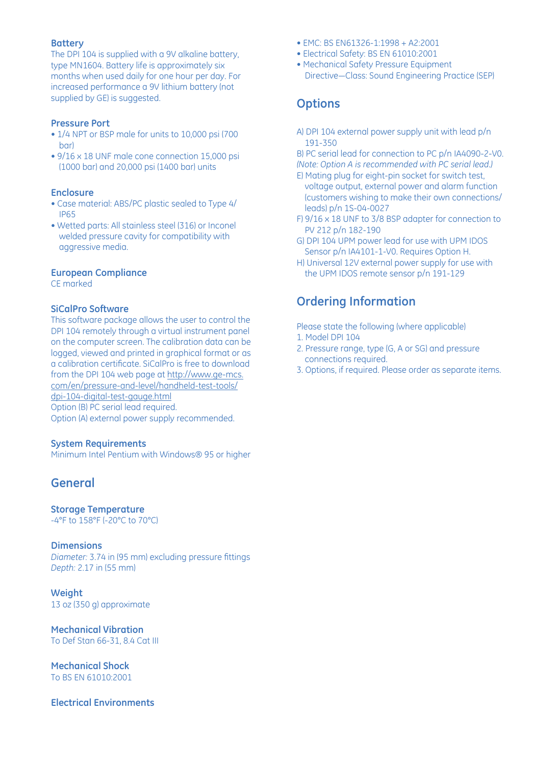### Battery

The DPI 104 is supplied with a 9V alkaline battery, type MN1604. Battery life is approximately six months when used daily for one hour per day. For increased performance a 9V lithium battery (not supplied by GE) is suggested.

### Pressure Port

- 1/4 NPT or BSP male for units to 10,000 psi (700 bar)
- 9/16 x 18 UNF male cone connection 15,000 psi (1000 bar) and 20,000 psi (1400 bar) units

### Enclosure

- Case material: ABS/PC plastic sealed to Type 4/ IP65
- Wetted parts: All stainless steel (316) or Inconel welded pressure cavity for compatibility with aggressive media.

### European Compliance

CE marked

### SiCalPro Software

This software package allows the user to control the DPI 104 remotely through a virtual instrument panel on the computer screen. The calibration data can be logged, viewed and printed in graphical format or as a calibration certificate. SiCalPro is free to download from the DPI 104 web page at http://www.ge-mcs.com/en/pressure-and-level/handheld-test-tools/dpi-104-digital-test-gauge.html
Option (B) PC serial lead required.
Option (A) external power supply recommended.

### System Requirements

Minimum Intel Pentium with Windows® 95 or higher

## General

### Storage Temperature

-4°F to 158°F (-20°C to 70°C)

### Dimensions

*Diameter:* 3.74 in (95 mm) excluding pressure fittings
*Depth:* 2.17 in (55 mm)

### Weight

13 oz (350 g) approximate

### Mechanical Vibration

To Def Stan 66-31, 8.4 Cat III

### Mechanical Shock

To BS EN 61010:2001

### Electrical Environments

- EMC: BS EN61326-1:1998 + A2:2001
- Electrical Safety: BS EN 61010:2001
- Mechanical Safety Pressure Equipment Directive—Class: Sound Engineering Practice (SEP)

## Options

A) DPI 104 external power supply unit with lead p/n 191-350
B) PC serial lead for connection to PC p/n IA4090-2-V0.
*(Note: Option A is recommended with PC serial lead.)*
E) Mating plug for eight-pin socket for switch test, voltage output, external power and alarm function (customers wishing to make their own connections/ leads) p/n 1S-04-0027
F) 9/16 x 18 UNF to 3/8 BSP adapter for connection to PV 212 p/n 182-190
G) DPI 104 UPM power lead for use with UPM IDOS Sensor p/n IA4101-1-V0. Requires Option H.
H) Universal 12V external power supply for use with the UPM IDOS remote sensor p/n 191-129

## Ordering Information

Please state the following (where applicable)

1. Model DPI 104
2. Pressure range, type (G, A or SG) and pressure connections required.
3. Options, if required. Please order as separate items.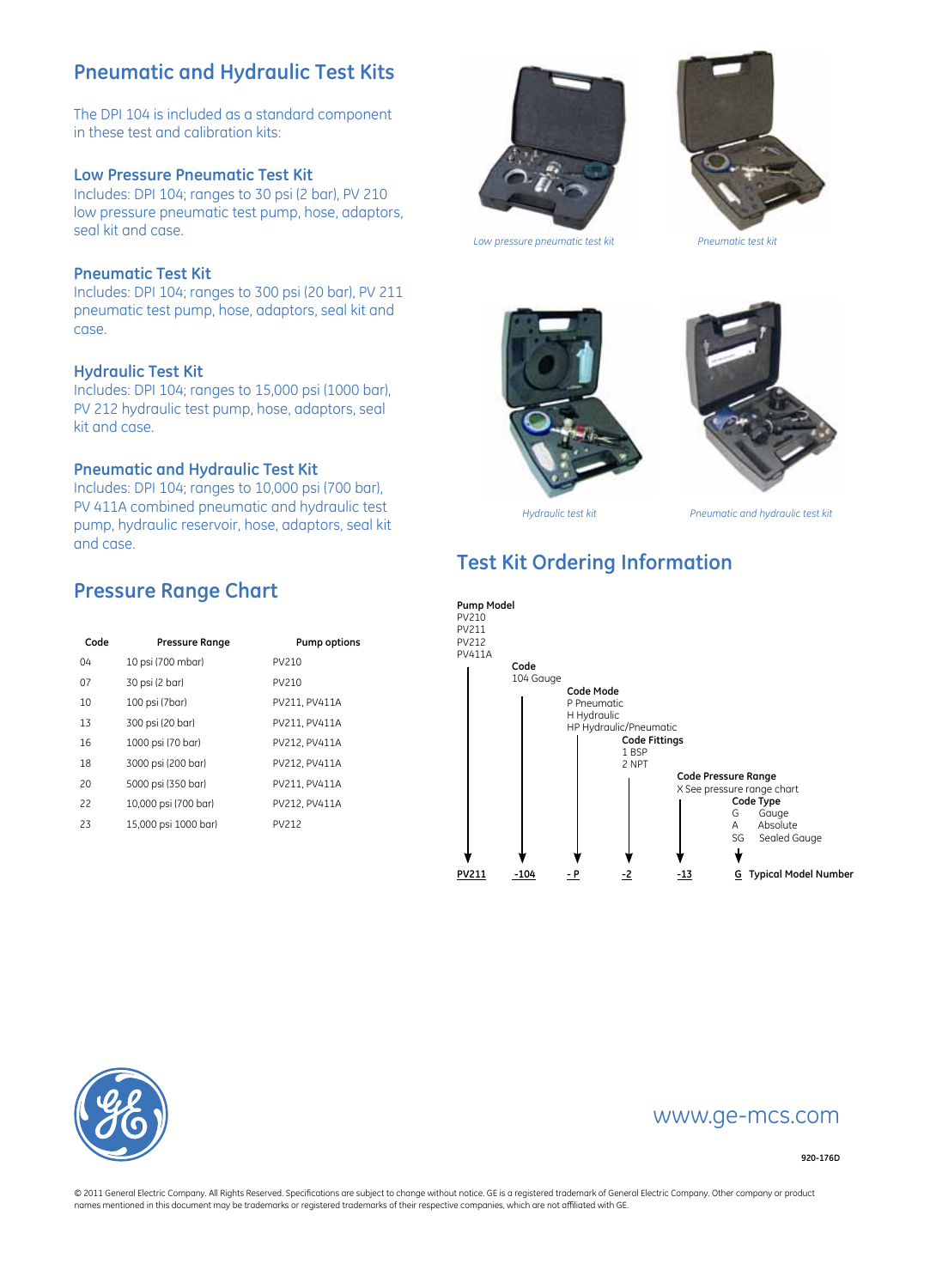## Pneumatic and Hydraulic Test Kits

The DPI 104 is included as a standard component in these test and calibration kits:

### Low Pressure Pneumatic Test Kit

Includes: DPI 104; ranges to 30 psi (2 bar), PV 210 low pressure pneumatic test pump, hose, adaptors, seal kit and case.

### Pneumatic Test Kit

Includes: DPI 104; ranges to 300 psi (20 bar), PV 211 pneumatic test pump, hose, adaptors, seal kit and case.

### Hydraulic Test Kit

Includes: DPI 104; ranges to 15,000 psi (1000 bar), PV 212 hydraulic test pump, hose, adaptors, seal kit and case.

### Pneumatic and Hydraulic Test Kit

Includes: DPI 104; ranges to 10,000 psi (700 bar), PV 411A combined pneumatic and hydraulic test pump, hydraulic reservoir, hose, adaptors, seal kit and case.

*Low pressure pneumatic test kit*

*Pneumatic test kit*

*Hydraulic test kit*

*Pneumatic and hydraulic test kit*

## Pressure Range Chart

| Code | Pressure Range | Pump options |
|---|---|---|
| 04 | 10 psi (700 mbar) | PV210 |
| 07 | 30 psi (2 bar) | PV210 |
| 10 | 100 psi (7bar) | PV211, PV411A |
| 13 | 300 psi (20 bar) | PV211, PV411A |
| 16 | 1000 psi (70 bar) | PV212, PV411A |
| 18 | 3000 psi (200 bar) | PV212, PV411A |
| 20 | 5000 psi (350 bar) | PV211, PV411A |
| 22 | 10,000 psi (700 bar) | PV212, PV411A |
| 23 | 15,000 psi 1000 bar) | PV212 |

## Test Kit Ordering Information

**Pump Model**
PV210
PV211
PV212
PV411A

**Code**
104 Gauge

**Code Mode**
P Pneumatic
H Hydraulic
HP Hydraulic/Pneumatic

**Code Fittings**
1 BSP
2 NPT

**Code Pressure Range**
X See pressure range chart

**Code Type**
G Gauge
A Absolute
SG Sealed Gauge

PV211 -104 - P -2 -13 G **Typical Model Number**

www.ge-mcs.com

920-176D

© 2011 General Electric Company. All Rights Reserved. Specifications are subject to change without notice. GE is a registered trademark of General Electric Company. Other company or product names mentioned in this document may be trademarks or registered trademarks of their respective companies, which are not affiliated with GE.